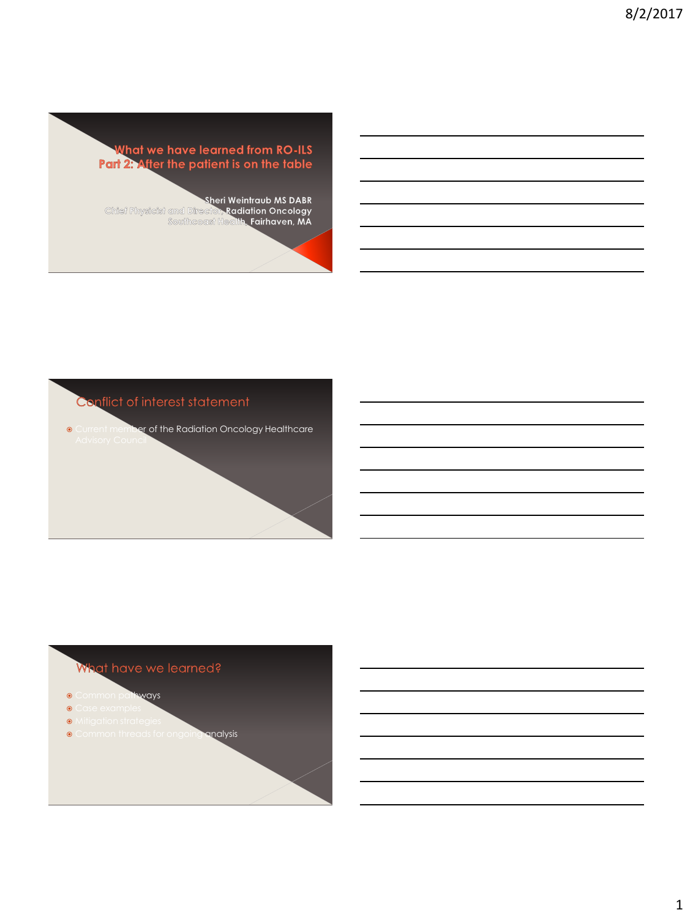# What we have learned from RO-ILS
## Part 2: After the patient is on the table

**Sheri Weintraub MS DABR**
**Chief Physicist and Director, Radiation Oncology**
**Southcoast Health, Fairhaven, MA**

## Conflict of interest statement

- Current member of the Radiation Oncology Healthcare Advisory Council

## What have we learned?

- Common pathways
- Case examples
- Mitigation strategies
- Common threads for ongoing analysis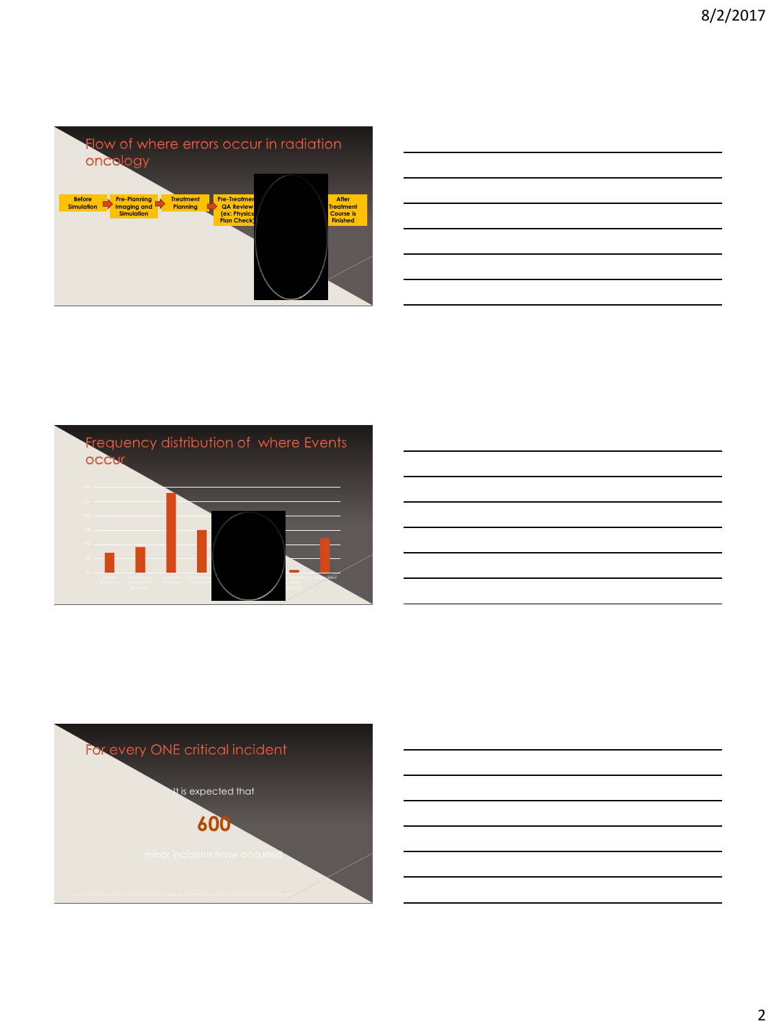## Flow of where errors occur in radiation oncology

Before Simulation → Pre-Planning Imaging and Simulation → Treatment Planning → Pre-Treatment QA Review (ex: Physics Plan Check) → After Treatment Course is Finished

## Frequency distribution of where Events occur

## For every ONE critical incident

It is expected that

**600**

minor incidents have occurred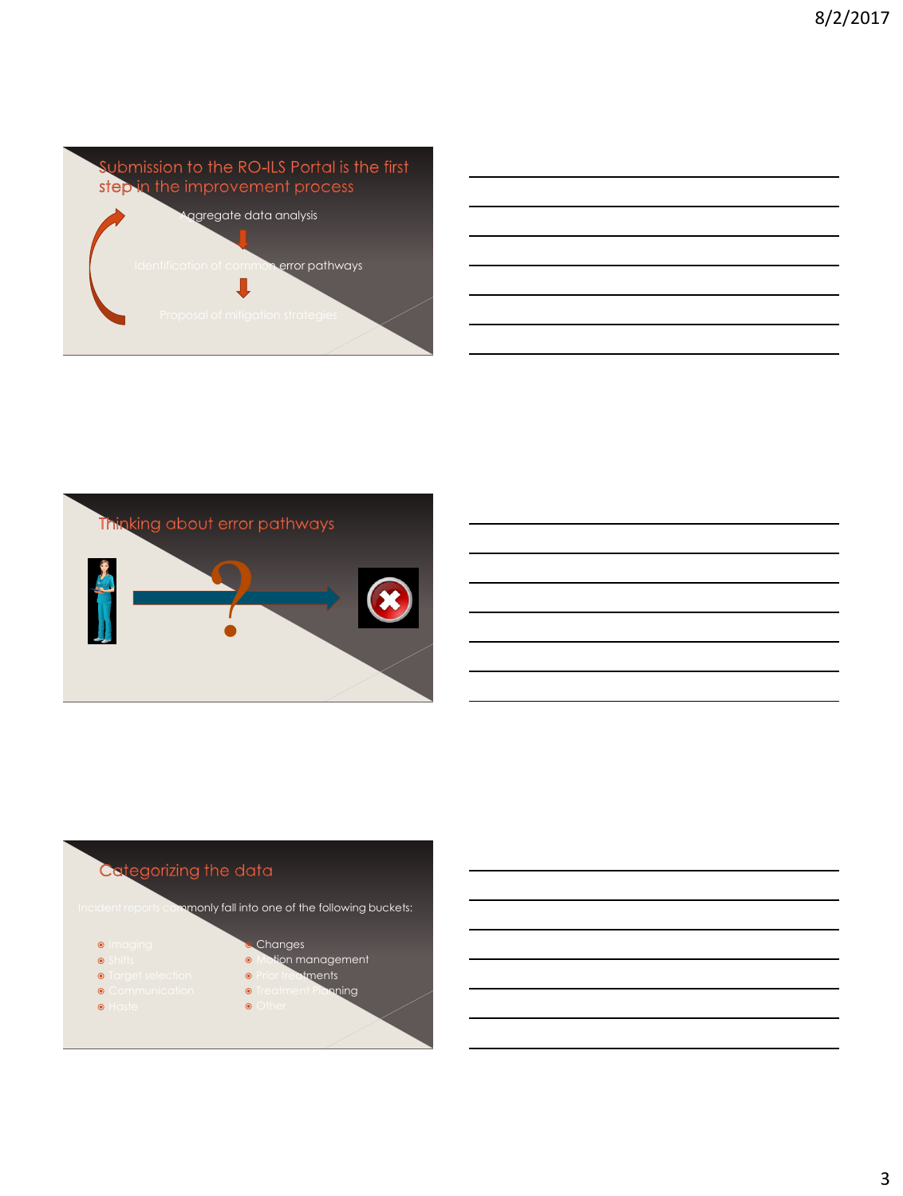## Submission to the RO-ILS Portal is the first step in the improvement process

Aggregate data analysis

Identification of common error pathways

Proposal of mitigation strategies

## Thinking about error pathways

## Categorizing the data

Incident reports commonly fall into one of the following buckets:

- Imaging
- Shifts
- Target selection
- Communication
- Haste
- Changes
- Motion management
- Prior treatments
- Treatment Planning
- Other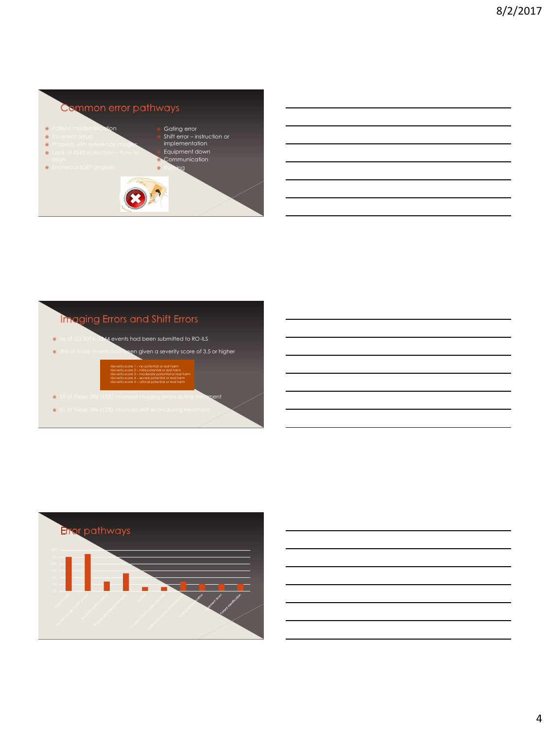## Common error pathways

- Patient misidentification
- Incorrect setup
- Problem with reference images
- Lack of IGRT instruction – how to align
- Erroneous IGRT analysis
- Gating error
- Shift error – instruction or implementation
- Equipment down
- Communication
- Rushing

## Imaging Errors and Shift Errors

- As of Q3 2016, 2344 events had been submitted to RO-ILS
- 396 of those events had been given a severity score of 3.5 or higher

•Severity score 1 – no potential or real harm
•Severity score 2 – mild potential or real harm
•Severity score 3 – moderate potential or real harm
•Severity score 4 – severe potential or real harm
•Severity score 5 – critical potential or real harm

- 60 of those 396 (15%) involved imaging errors during treatment
- 51 of those 396 (13%) involved shift errors during treatment

## Error pathways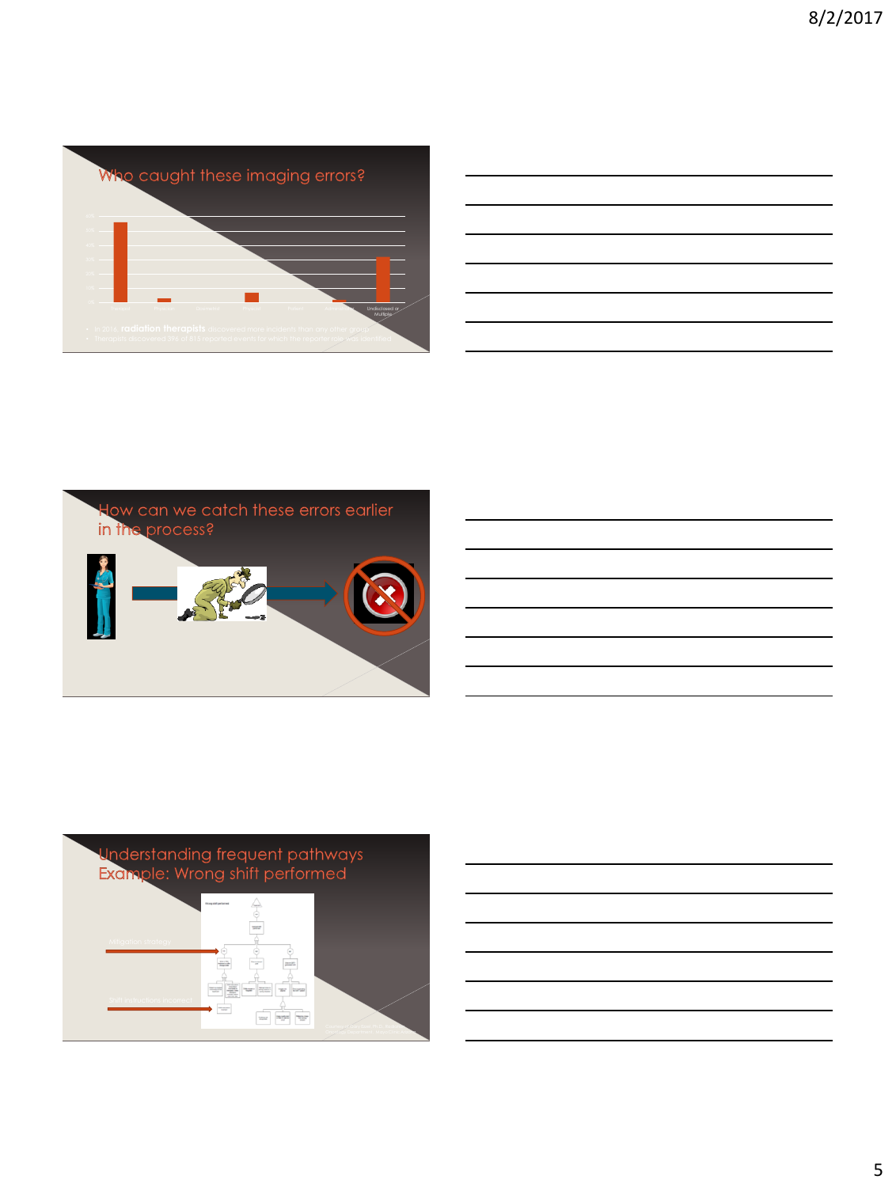## Who caught these imaging errors?

Undisclosed or Multiple

- In 2016, **radiation therapists** discovered more incidents than any other group
- Therapists discovered 398 of 815 reported events for which the reporter role was identified

## How can we catch these errors earlier in the process?

## Understanding frequent pathways Example: Wrong shift performed

Mitigation strategy

Shift instructions incorrect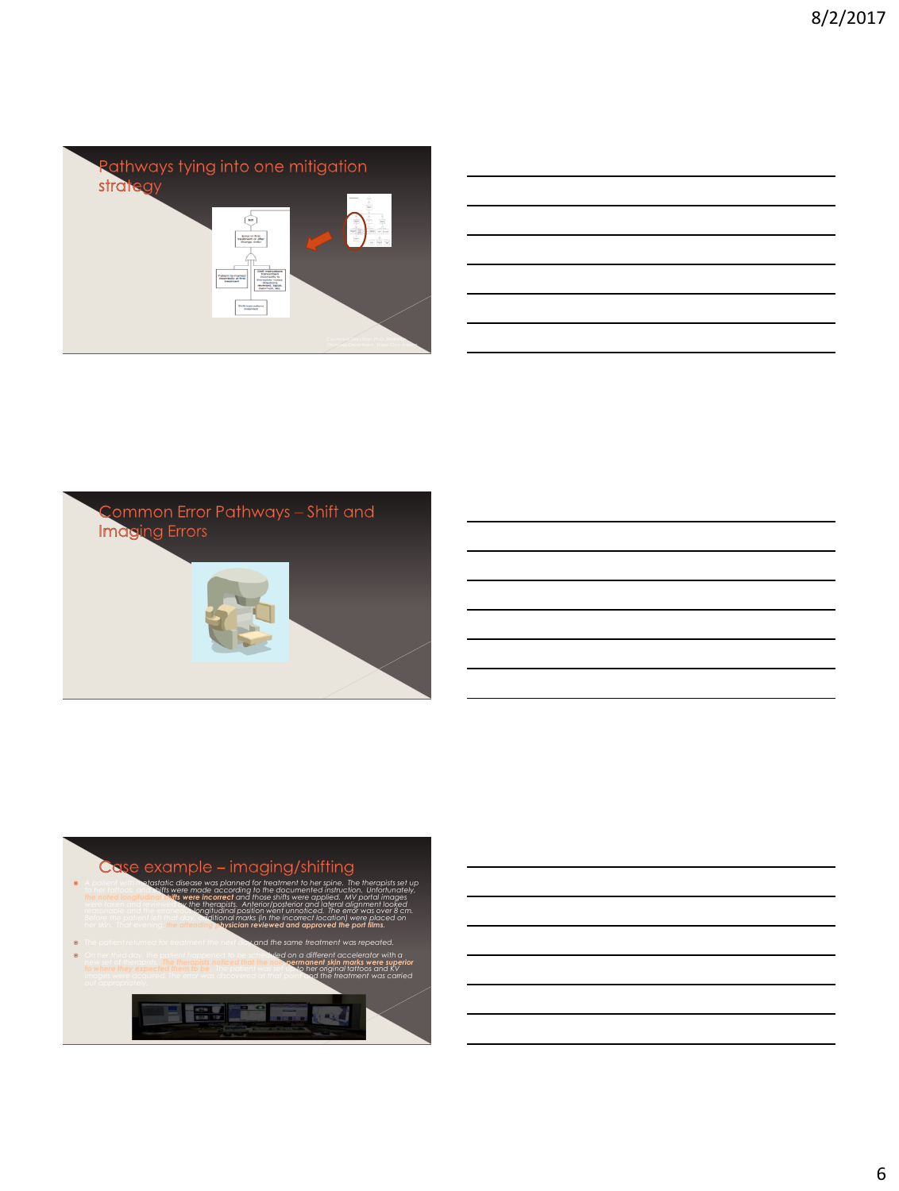## Pathways tying into one mitigation strategy

## Common Error Pathways – Shift and Imaging Errors

## Case example – imaging/shifting

- A patient with metastatic disease was planned for treatment to her spine. The therapists set up to her tattoos and shifts were made according to the documented instruction. Unfortunately, ***the noted longitudinal shifts were incorrect*** and those shifts were applied. MV portal images were taken and reviewed by the therapists. Anterior/posterior and lateral alignment looked reasonable and the error in longitudinal position went unnoticed. The error was over 8 cm. Before the patient left that day, additional marks (in the incorrect location) were placed on her skin. That evening, ***the offending physician reviewed and approved the port films.***
- The patient returned for treatment the next day and the same treatment was repeated.
- On her third day, the patient happened to be scheduled on a different accelerator with a new set of therapists. ***The therapists noticed that the non-permanent skin marks were superior to where they expected them to be.*** The patient was set up to her original tattoos and KV images were acquired. The error was discovered at that point and the treatment was carried out appropriately.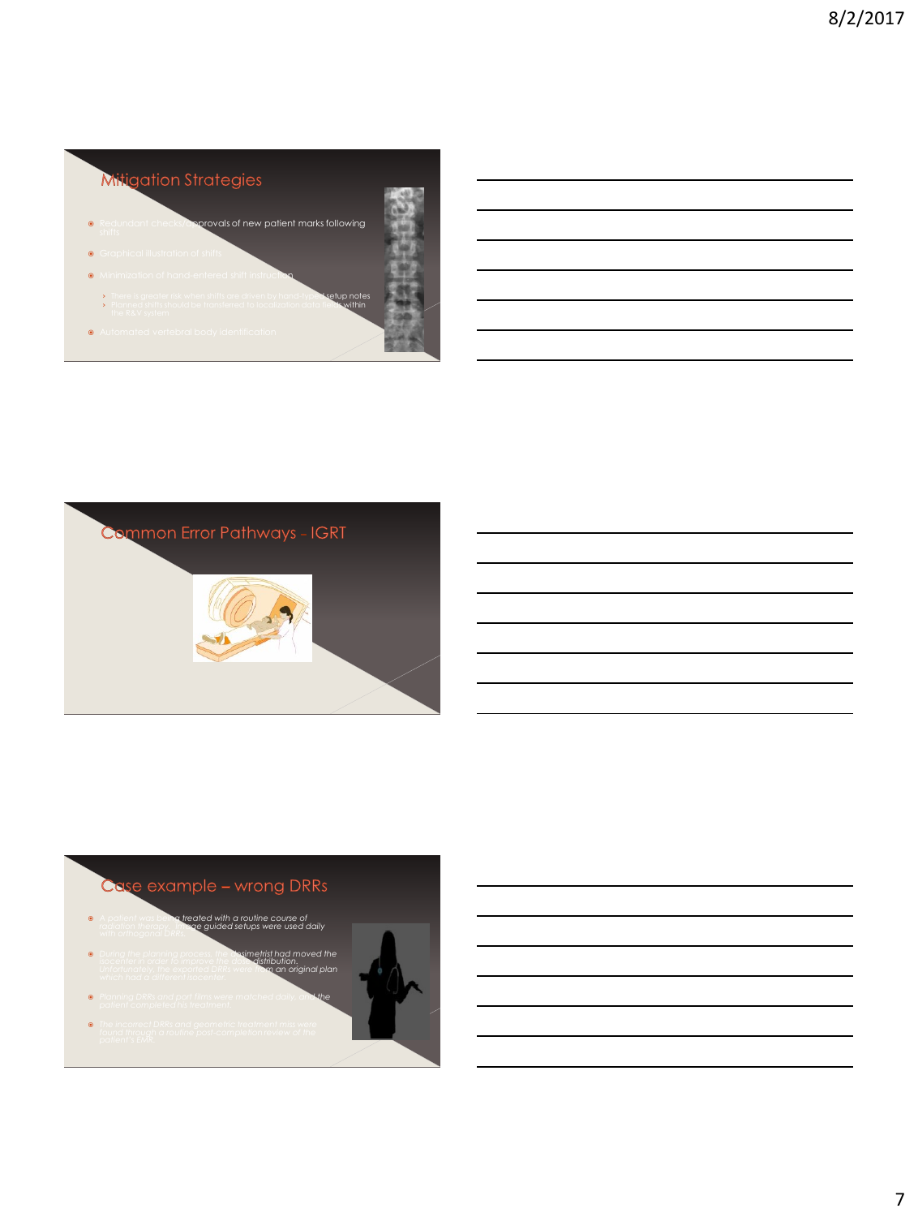## Mitigation Strategies

- Redundant checks/approvals of new patient marks following shifts
- Graphical illustration of shifts
- Minimization of hand-entered shift instruction
  - There is greater risk when shifts are driven by hand-typed setup notes
  - Planned shifts should be transferred to localization data fields within the R&V system
- Automated vertebral body identification

## Common Error Pathways – IGRT

## Case example – wrong DRRs

- *A patient was being treated with a routine course of radiation therapy. Image guided setups were used daily with orthogonal DRRs.*
- *During the planning process, the dosimetrist had moved the isocenter in order to improve the dose distribution. Unfortunately, the exported DRRs were from an original plan which had a different isocenter.*
- *Planning DRRs and port films were matched daily, and the patient completed his treatment.*
- *The incorrect DRRs and geometric treatment miss were found through a routine post-completion review of the patient's EMR.*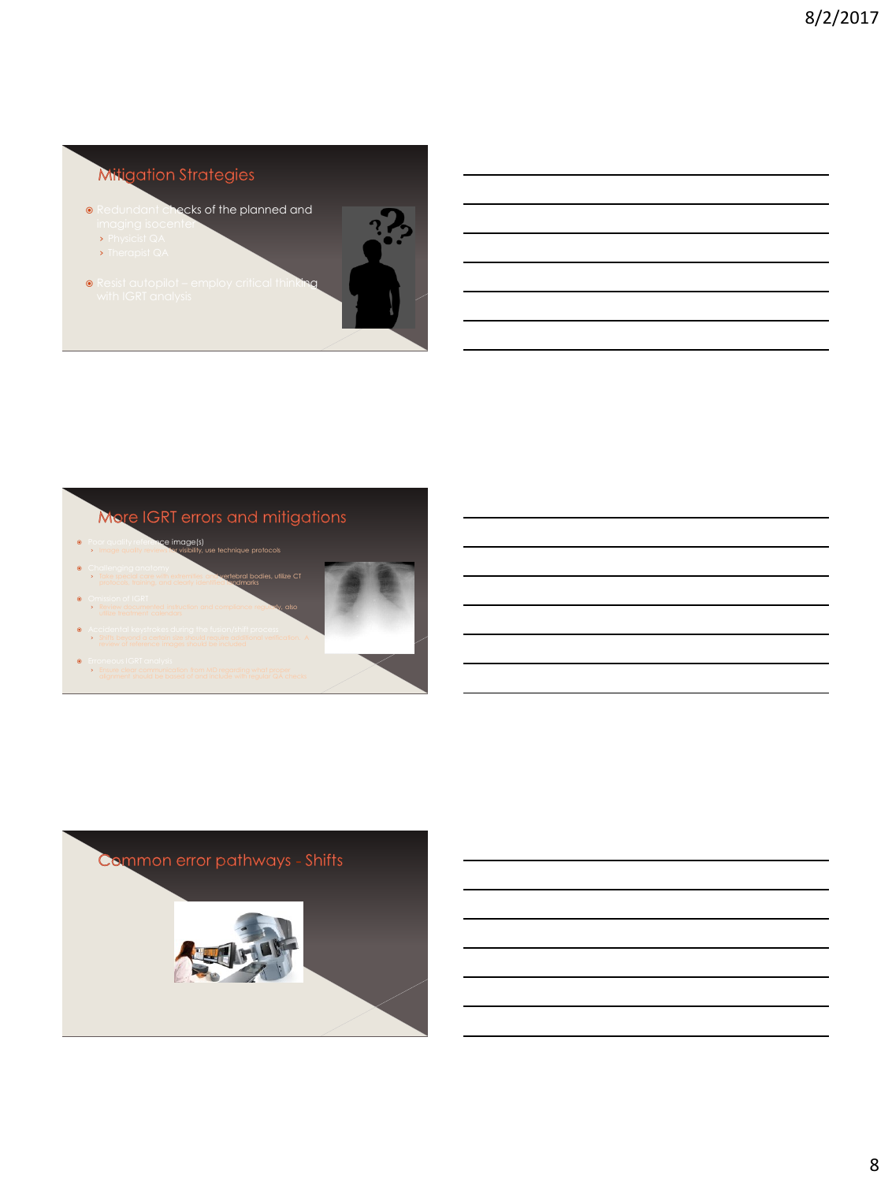## Mitigation Strategies

- Redundant checks of the planned and imaging isocenter
  - Physicist QA
  - Therapist QA
- Resist autopilot – employ critical thinking with IGRT analysis

## More IGRT errors and mitigations

- Poor quality reference image(s)
  - Image quality reduces visibility, use technique protocols
- Challenging anatomy
  - Take special care with extended vertebral bodies, utilize CT protocols, labeling, and clearly identify landmarks
- Omission of IGRT
  - Review documented instruction and compliance regularly, also utilize treatment calendars
- Accidental keystrokes during the fusion/shift process
  - Shifts beyond a certain size should require additional verification. A review of reference images should be included
- Erroneous IGRT analysis
  - Ensure clear communication from MD regarding what proper alignment should be based on and include with regular QA checks

## Common error pathways - Shifts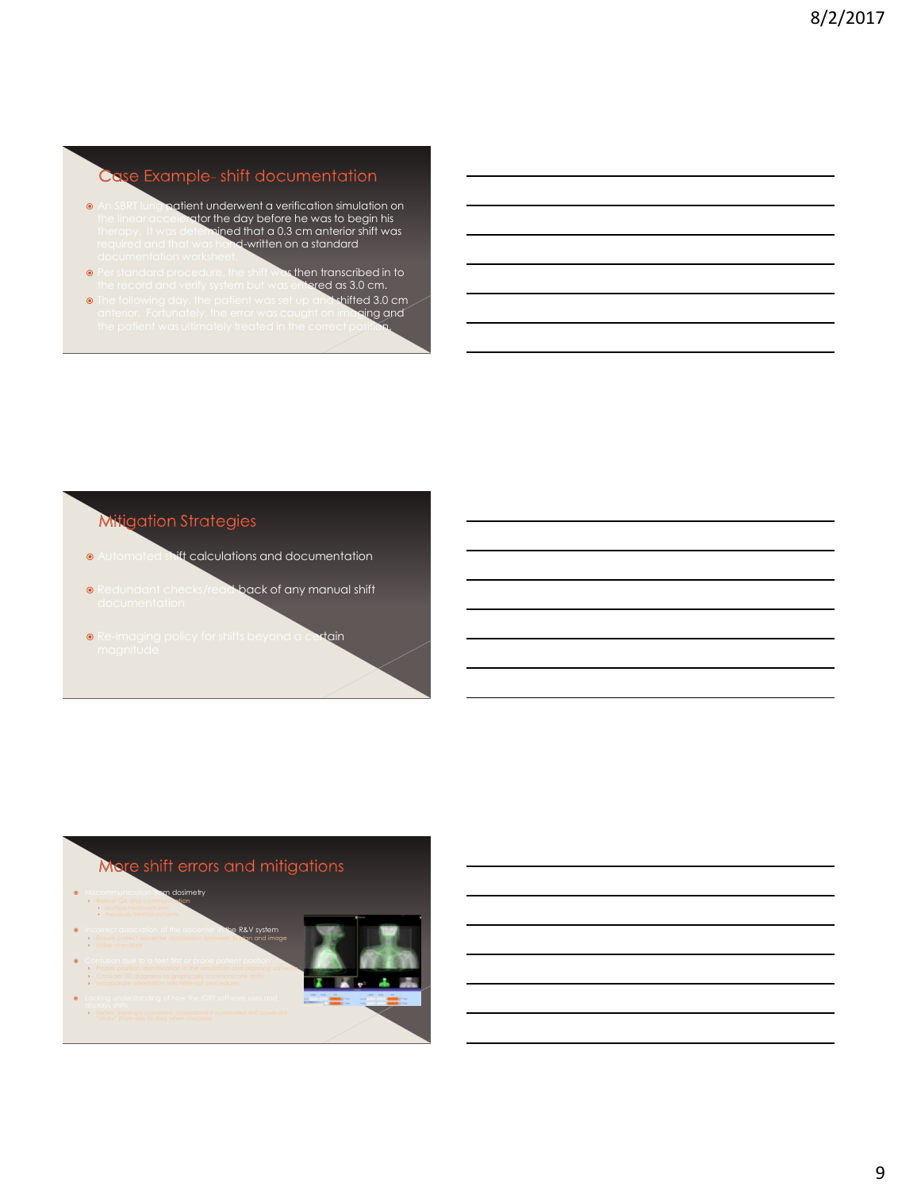## Case Example- shift documentation

- An SBRT lung patient underwent a verification simulation on the linear accelerator the day before he was to begin his therapy. It was determined that a 0.3 cm anterior shift was required and that was hand-written on a standard documentation worksheet.
- Per standard procedure, the shift was then transcribed in to the record and verify system but was entered as 3.0 cm.
- The following day, the patient was set up and shifted 3.0 cm anterior. Fortunately, the error was caught on imaging and the patient was ultimately treated in the correct position.

## Mitigation Strategies

- Automated shift calculations and documentation
- Redundant checks/read back of any manual shift documentation
- Re-imaging policy for shifts beyond a certain magnitude

## More shift errors and mitigations

- Miscommunication from dosimetry
  - Lack of SBRT documentation
    - Multiple isocenter SBRT
    - Previously treated patients
- Incorrect association of the isocenter in the R&V system
  - Ensure correct isocenter association between plan and image
  - Chart checks
- Confusion due to a feet first or prone patient position
  - Proper position identification in the simulator and planning software
  - Consider 3D diagrams to graphically demonstrate shifts
  - Incorporate orientation into imaging procedures
- Lacking understanding of how the IGRT software uses and displays shifts
  - Obtain training in machine-based and automated shift processes and how it corresponds to your setup procedure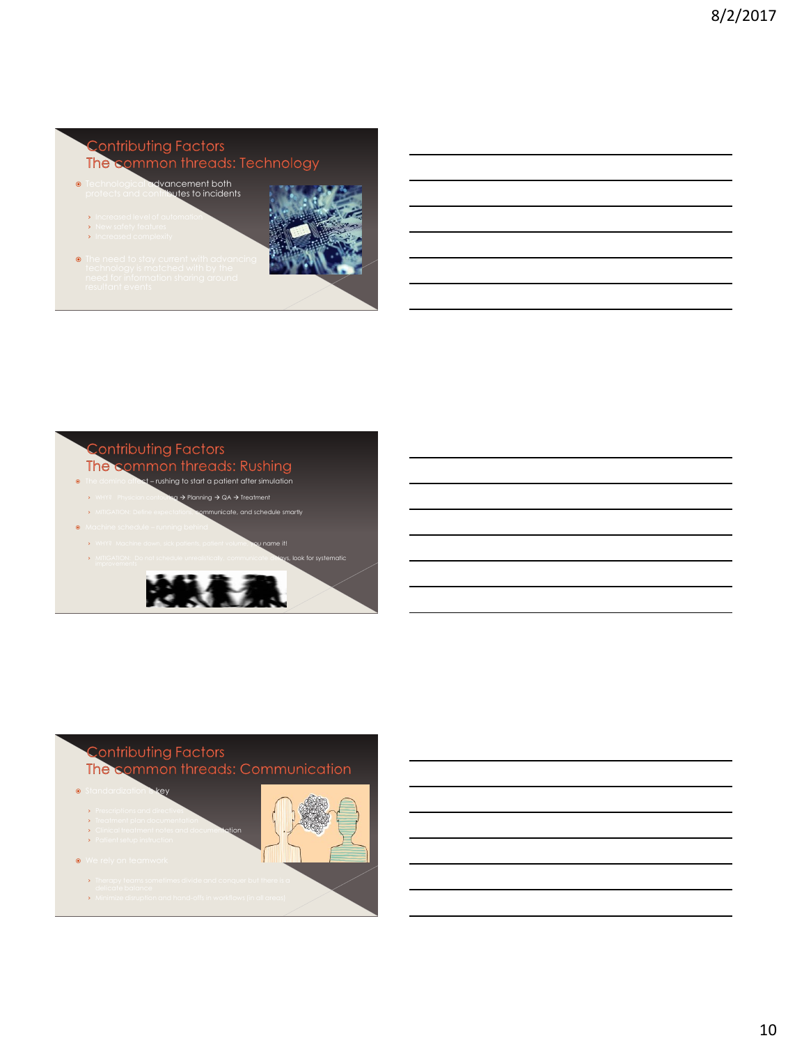## Contributing Factors
### The common threads: Technology

- Technological advancement both protects and contributes to incidents
  - Increased level of automation
  - New safety features
  - Increased complexity
- The need to stay current with advancing technology is matched with by the need for information sharing around resultant events

## Contributing Factors
### The common threads: Rushing

- The domino effect – rushing to start a patient after simulation
  - WHY? Physician contouring → Planning → QA → Treatment
  - MITIGATION: Define expectations, communicate, and schedule smartly
- Machine schedule – running behind
  - WHY? Machine down, sick patients, patient volume, you name it!
  - MITIGATION: Do not schedule unrealistically, communicate delays, look for systematic improvements

## Contributing Factors
### The common threads: Communication

- Standardization is key
  - Prescriptions and directives
  - Treatment plan documentation
  - Clinical treatment notes and documentation
  - Patient setup instruction
- We rely on teamwork
  - Therapy teams sometimes divide and conquer but there is a delicate balance
  - Minimize disruption and hand-offs in workflows (in all areas)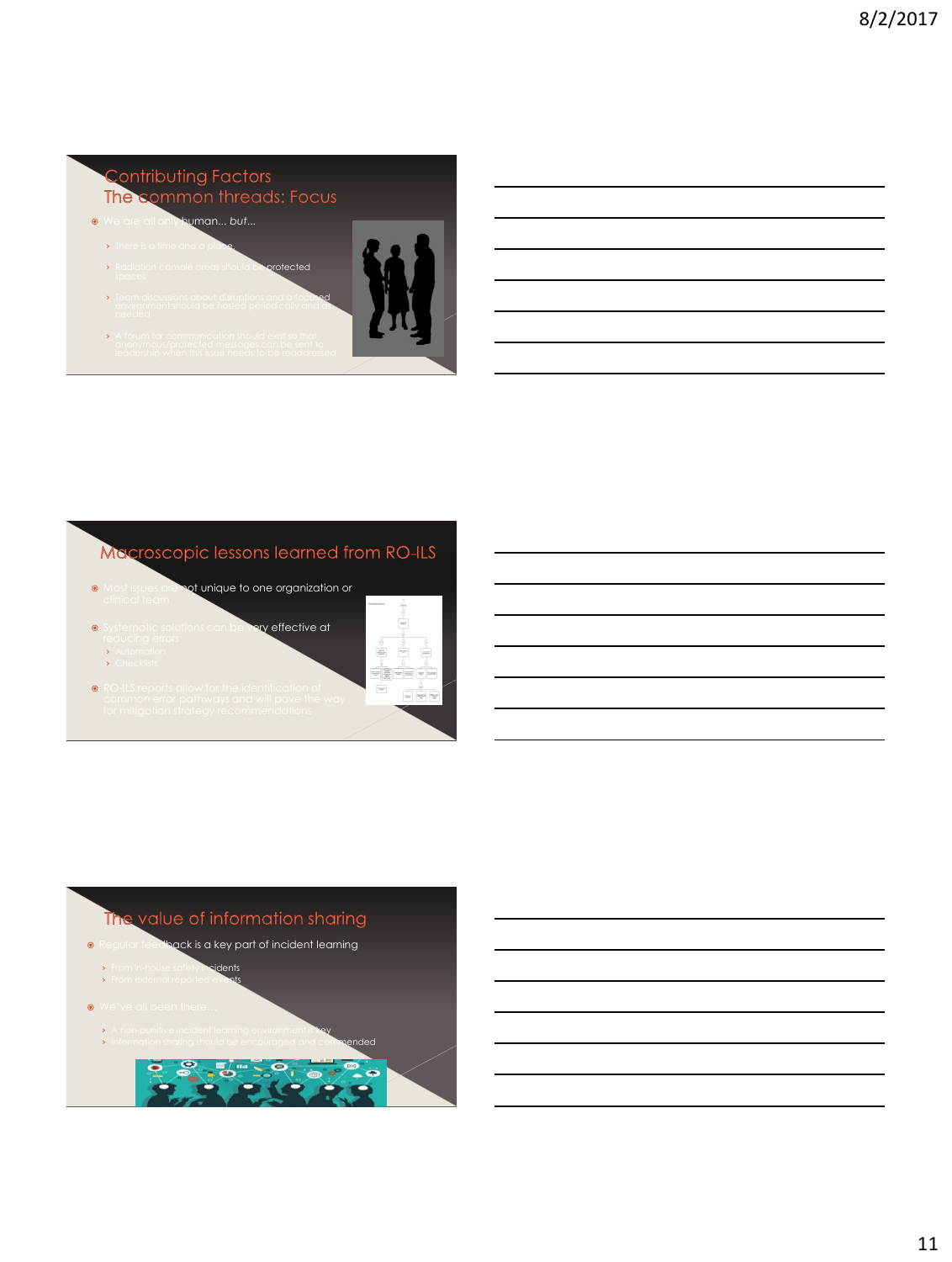## Contributing Factors
## The common threads: Focus

- We are all only human… *but…*
  - There is a time and a place.
  - Radiation console areas should be protected spaces
  - Team discussions about disruptions and a focused environment should be hosted periodically and as needed
  - A forum for communication should exist so that anonymous/protected messages can be sent to leadership when this issue needs to be readdressed

## Macroscopic lessons learned from RO-ILS

- Most issues are not unique to one organization or clinical team
- Systematic solutions can be very effective at reducing errors
  - Automation
  - Checklists
- RO-ILS reports allow for the identification of common error pathways and will pave the way for mitigation strategy recommendations

## The value of information sharing

- Regular feedback is a key part of incident learning
  - From in-house safety incidents
  - From external reported events
- We've all been there…
  - A non-punitive incident learning environment is key
  - Information sharing should be encouraged and commended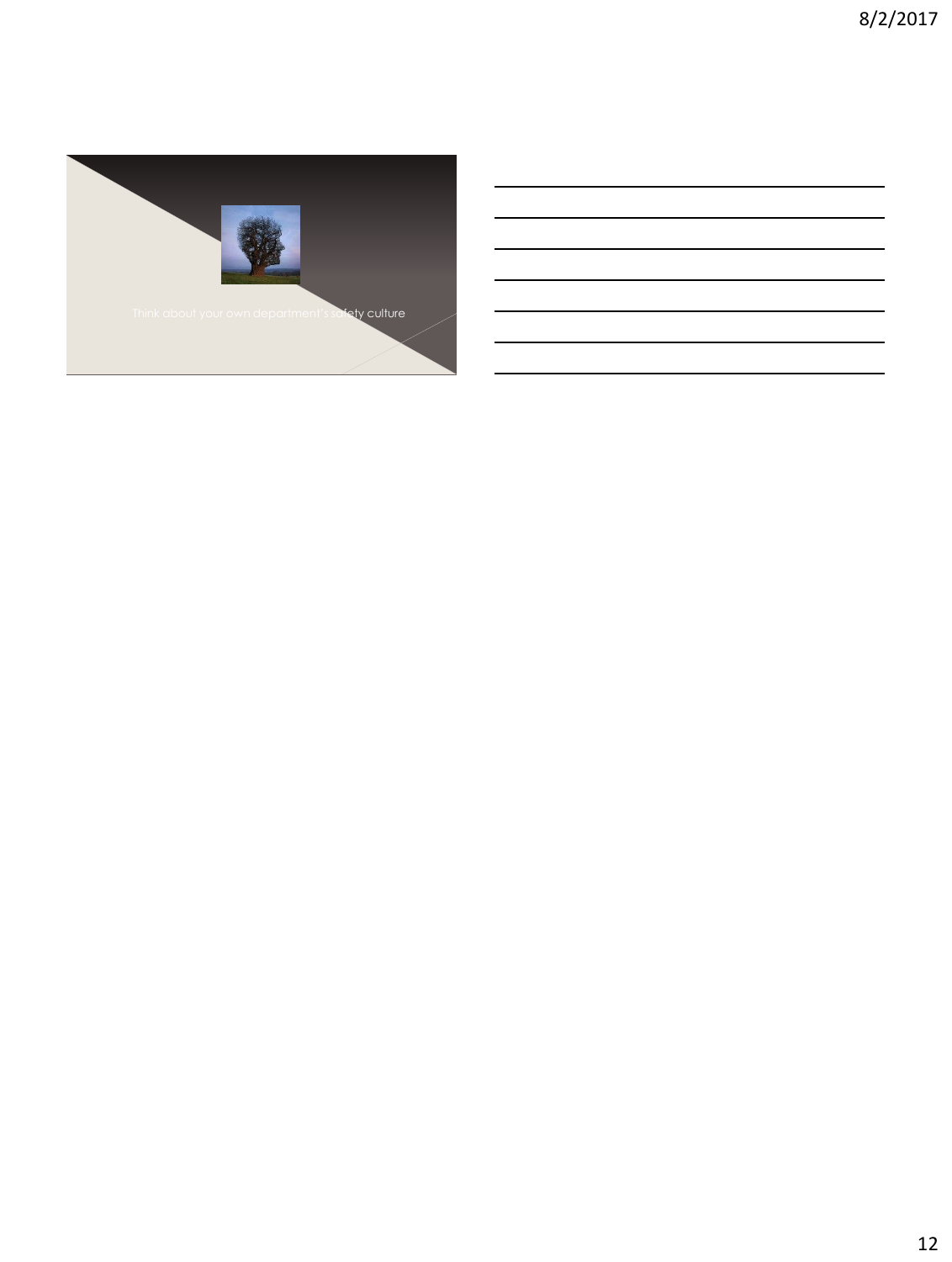Think about your own department's safety culture